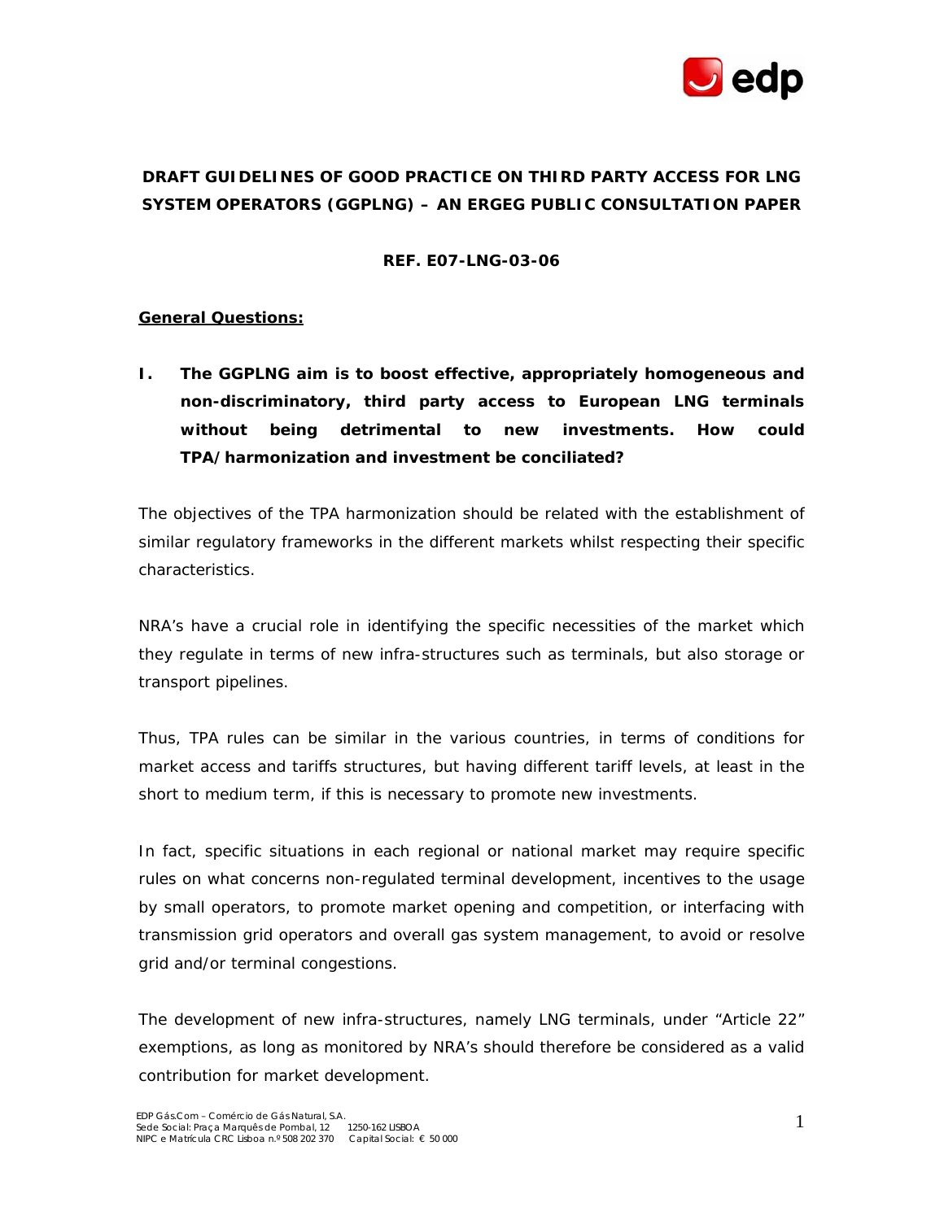# DRAFT GUIDELINES OF GOOD PRACTICE ON THIRD PARTY ACCESS FOR LNG SYSTEM OPERATORS (GGPLNG) – AN ERGEG PUBLIC CONSULTATION PAPER

**REF. E07-LNG-03-06**

**General Questions:**

**I. The GGPLNG aim is to boost effective, appropriately homogeneous and non-discriminatory, third party access to European LNG terminals without being detrimental to new investments. How could TPA/harmonization and investment be conciliated?**

The objectives of the TPA harmonization should be related with the establishment of similar regulatory frameworks in the different markets whilst respecting their specific characteristics.

NRA's have a crucial role in identifying the specific necessities of the market which they regulate in terms of new infra-structures such as terminals, but also storage or transport pipelines.

Thus, TPA rules can be similar in the various countries, in terms of conditions for market access and tariffs structures, but having different tariff levels, at least in the short to medium term, if this is necessary to promote new investments.

In fact, specific situations in each regional or national market may require specific rules on what concerns non-regulated terminal development, incentives to the usage by small operators, to promote market opening and competition, or interfacing with transmission grid operators and overall gas system management, to avoid or resolve grid and/or terminal congestions.

The development of new infra-structures, namely LNG terminals, under "Article 22" exemptions, as long as monitored by NRA's should therefore be considered as a valid contribution for market development.

EDP Gás.Com – Comércio de Gás Natural, S.A.
Sede Social: Praça Marquês de Pombal, 12 1250-162 LISBOA
NIPC e Matrícula CRC Lisboa n.º 508 202 370 Capital Social: € 50 000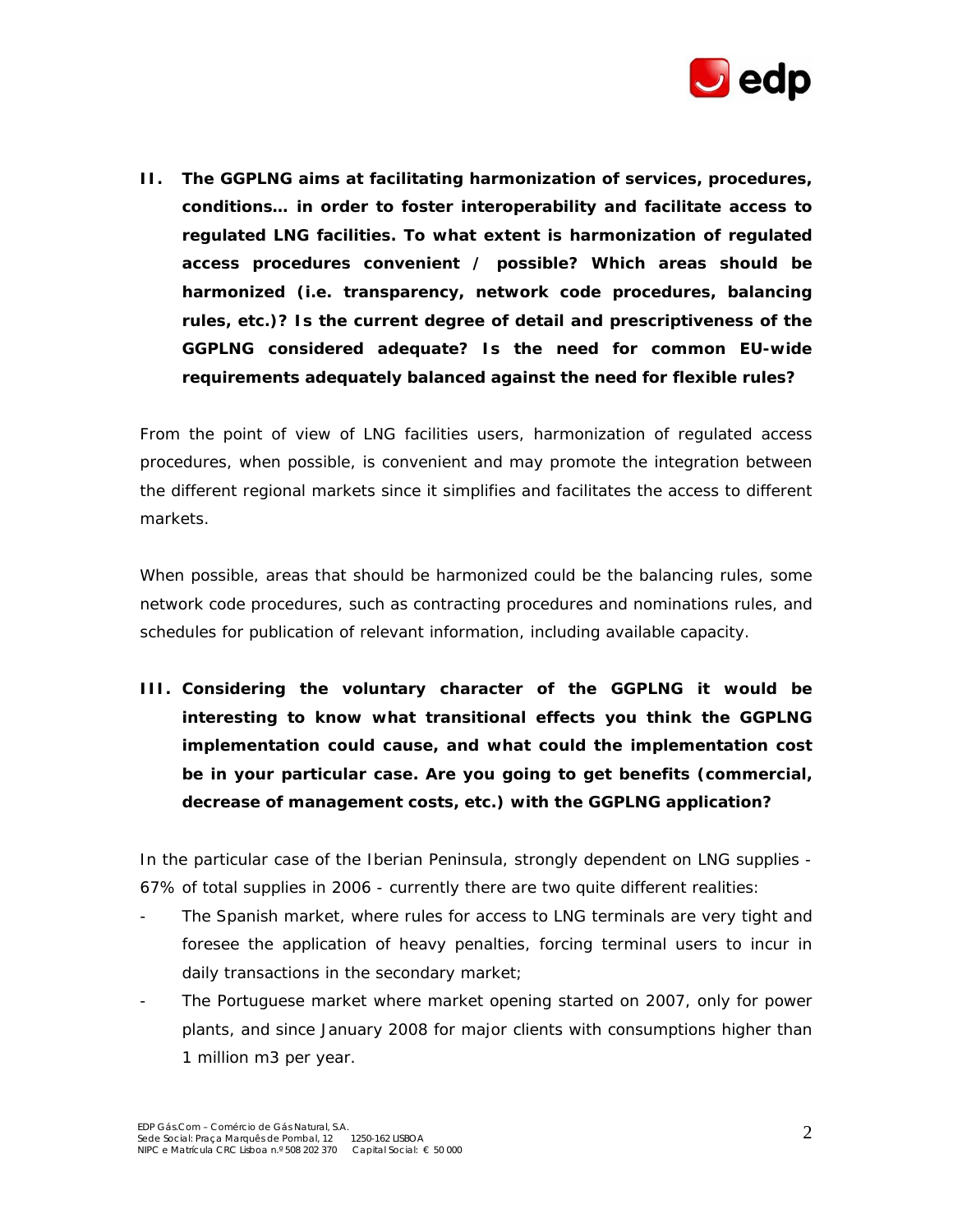**II. The GGPLNG aims at facilitating harmonization of services, procedures, conditions… in order to foster interoperability and facilitate access to regulated LNG facilities. To what extent is harmonization of regulated access procedures convenient / possible? Which areas should be harmonized (i.e. transparency, network code procedures, balancing rules, etc.)? Is the current degree of detail and prescriptiveness of the GGPLNG considered adequate? Is the need for common EU-wide requirements adequately balanced against the need for flexible rules?**

From the point of view of LNG facilities users, harmonization of regulated access procedures, when possible, is convenient and may promote the integration between the different regional markets since it simplifies and facilitates the access to different markets.

When possible, areas that should be harmonized could be the balancing rules, some network code procedures, such as contracting procedures and nominations rules, and schedules for publication of relevant information, including available capacity.

**III. Considering the voluntary character of the GGPLNG it would be interesting to know what transitional effects you think the GGPLNG implementation could cause, and what could the implementation cost be in your particular case. Are you going to get benefits (commercial, decrease of management costs, etc.) with the GGPLNG application?**

In the particular case of the Iberian Peninsula, strongly dependent on LNG supplies - 67% of total supplies in 2006 - currently there are two quite different realities:

- The Spanish market, where rules for access to LNG terminals are very tight and foresee the application of heavy penalties, forcing terminal users to incur in daily transactions in the secondary market;
- The Portuguese market where market opening started on 2007, only for power plants, and since January 2008 for major clients with consumptions higher than 1 million m3 per year.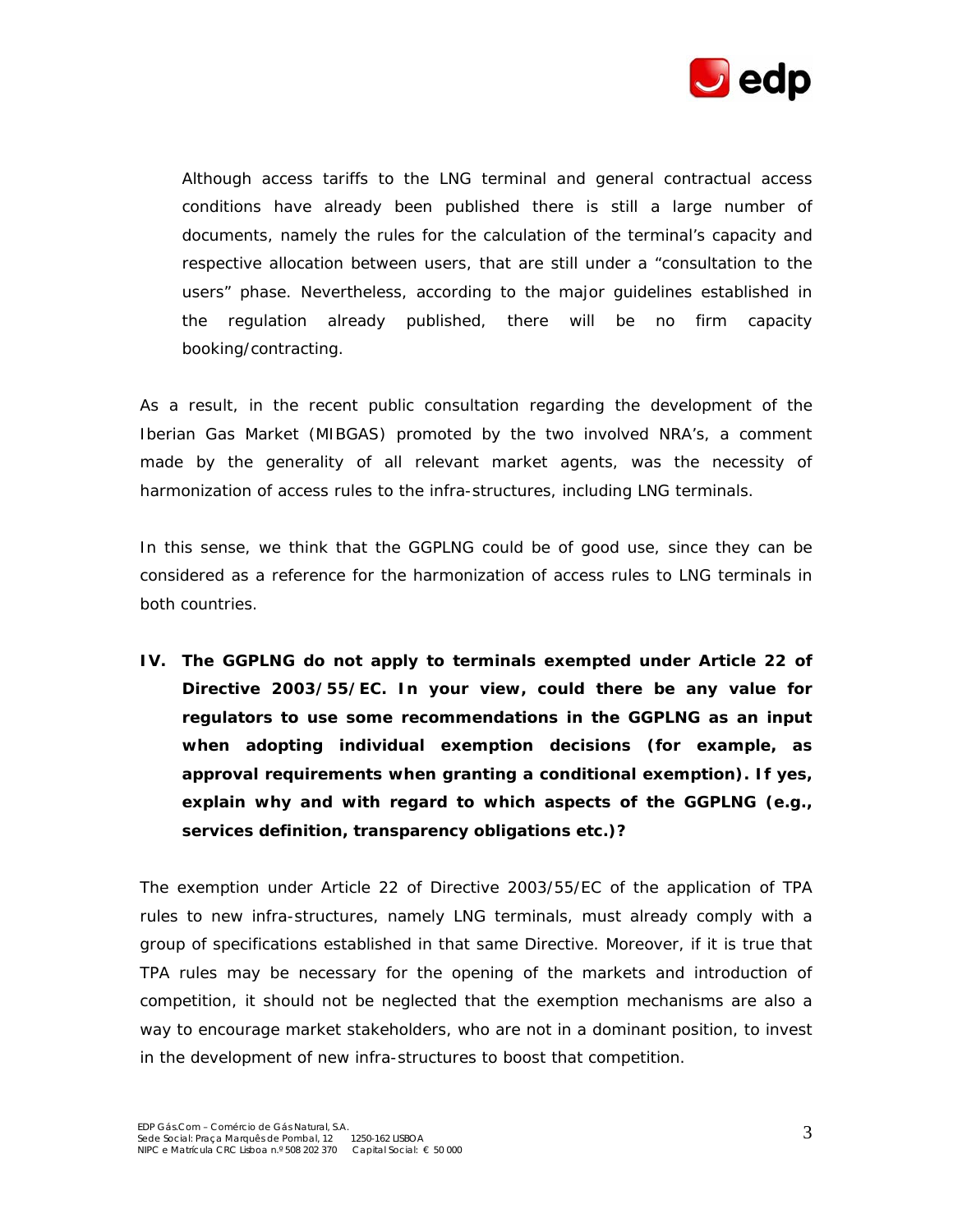Although access tariffs to the LNG terminal and general contractual access conditions have already been published there is still a large number of documents, namely the rules for the calculation of the terminal's capacity and respective allocation between users, that are still under a "consultation to the users" phase. Nevertheless, according to the major guidelines established in the regulation already published, there will be no firm capacity booking/contracting.

As a result, in the recent public consultation regarding the development of the Iberian Gas Market (MIBGAS) promoted by the two involved NRA's, a comment made by the generality of all relevant market agents, was the necessity of harmonization of access rules to the infra-structures, including LNG terminals.

In this sense, we think that the GGPLNG could be of good use, since they can be considered as a reference for the harmonization of access rules to LNG terminals in both countries.

**IV. The GGPLNG do not apply to terminals exempted under Article 22 of Directive 2003/55/EC. In your view, could there be any value for regulators to use some recommendations in the GGPLNG as an input when adopting individual exemption decisions (for example, as approval requirements when granting a conditional exemption). If yes, explain why and with regard to which aspects of the GGPLNG (e.g., services definition, transparency obligations etc.)?**

The exemption under Article 22 of Directive 2003/55/EC of the application of TPA rules to new infra-structures, namely LNG terminals, must already comply with a group of specifications established in that same Directive. Moreover, if it is true that TPA rules may be necessary for the opening of the markets and introduction of competition, it should not be neglected that the exemption mechanisms are also a way to encourage market stakeholders, who are not in a dominant position, to invest in the development of new infra-structures to boost that competition.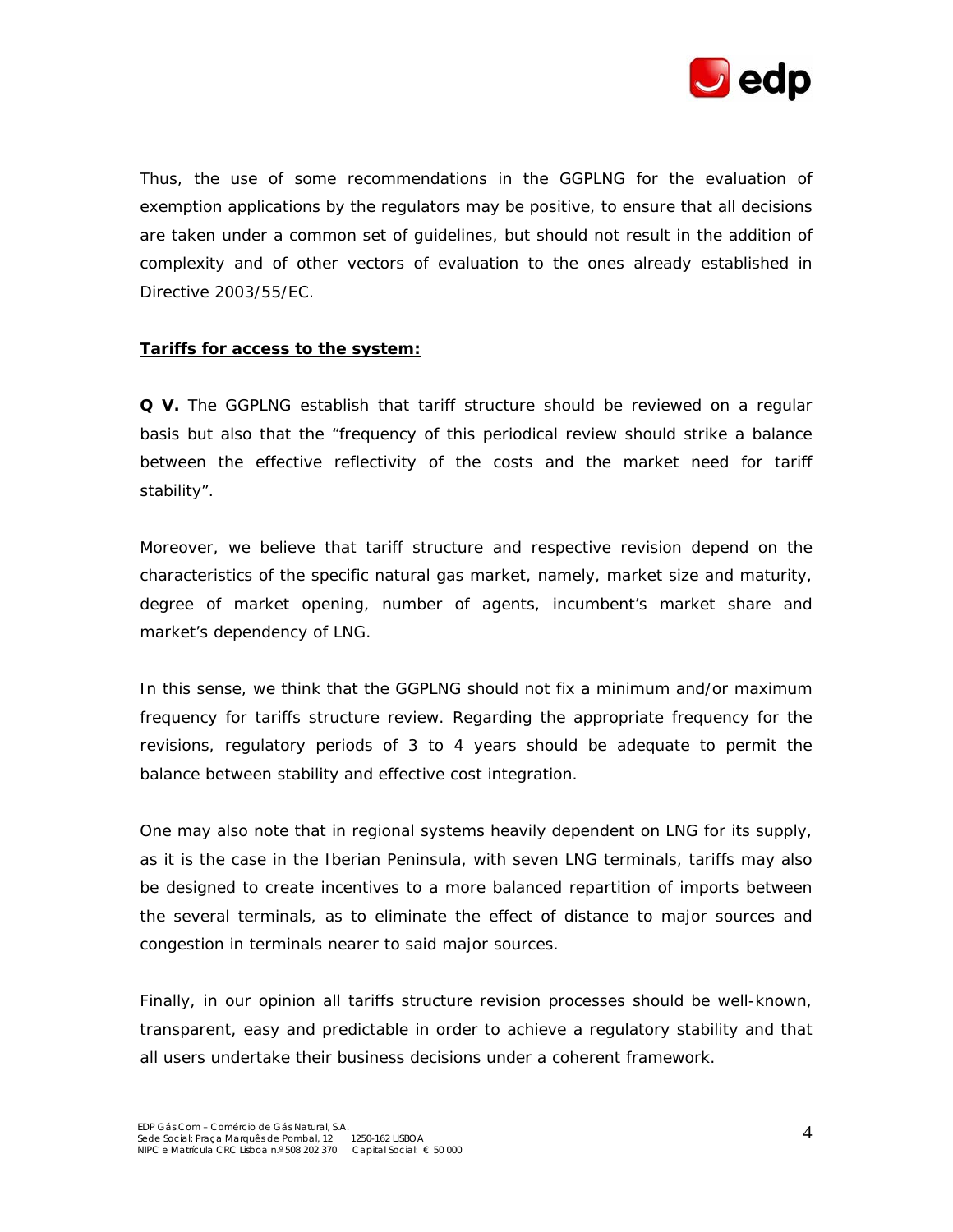Thus, the use of some recommendations in the GGPLNG for the evaluation of exemption applications by the regulators may be positive, to ensure that all decisions are taken under a common set of guidelines, but should not result in the addition of complexity and of other vectors of evaluation to the ones already established in Directive 2003/55/EC.

**Tariffs for access to the system:**

**Q V.** The GGPLNG establish that tariff structure should be reviewed on a regular basis but also that the "frequency of this periodical review should strike a balance between the effective reflectivity of the costs and the market need for tariff stability".

Moreover, we believe that tariff structure and respective revision depend on the characteristics of the specific natural gas market, namely, market size and maturity, degree of market opening, number of agents, incumbent's market share and market's dependency of LNG.

In this sense, we think that the GGPLNG should not fix a minimum and/or maximum frequency for tariffs structure review. Regarding the appropriate frequency for the revisions, regulatory periods of 3 to 4 years should be adequate to permit the balance between stability and effective cost integration.

One may also note that in regional systems heavily dependent on LNG for its supply, as it is the case in the Iberian Peninsula, with seven LNG terminals, tariffs may also be designed to create incentives to a more balanced repartition of imports between the several terminals, as to eliminate the effect of distance to major sources and congestion in terminals nearer to said major sources.

Finally, in our opinion all tariffs structure revision processes should be well-known, transparent, easy and predictable in order to achieve a regulatory stability and that all users undertake their business decisions under a coherent framework.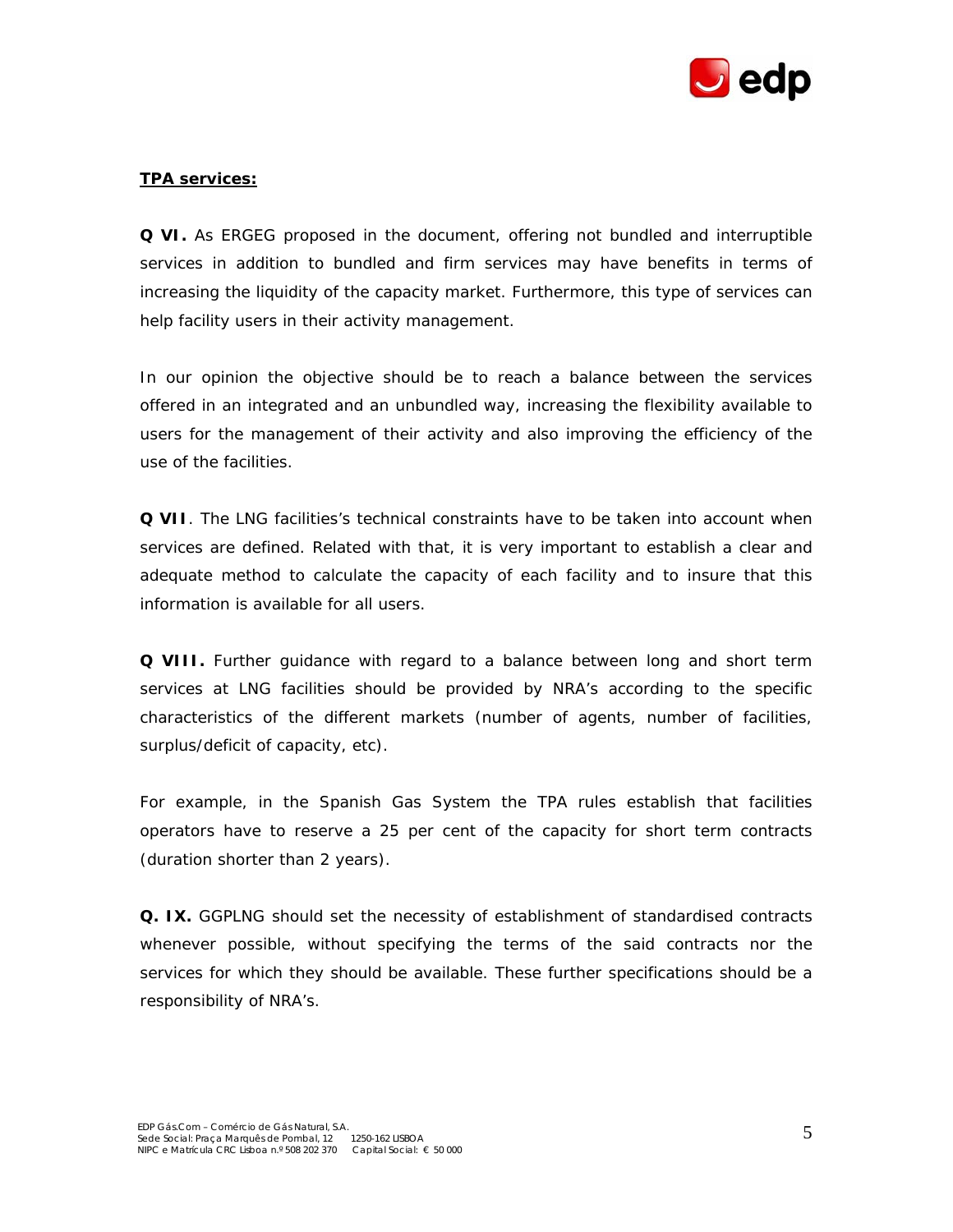**TPA services:**

**Q VI.** As ERGEG proposed in the document, offering not bundled and interruptible services in addition to bundled and firm services may have benefits in terms of increasing the liquidity of the capacity market. Furthermore, this type of services can help facility users in their activity management.

In our opinion the objective should be to reach a balance between the services offered in an integrated and an unbundled way, increasing the flexibility available to users for the management of their activity and also improving the efficiency of the use of the facilities.

**Q VII**. The LNG facilities's technical constraints have to be taken into account when services are defined. Related with that, it is very important to establish a clear and adequate method to calculate the capacity of each facility and to insure that this information is available for all users.

**Q VIII.** Further guidance with regard to a balance between long and short term services at LNG facilities should be provided by NRA's according to the specific characteristics of the different markets (number of agents, number of facilities, surplus/deficit of capacity, etc).

For example, in the Spanish Gas System the TPA rules establish that facilities operators have to reserve a 25 per cent of the capacity for short term contracts (duration shorter than 2 years).

**Q. IX.** GGPLNG should set the necessity of establishment of standardised contracts whenever possible, without specifying the terms of the said contracts nor the services for which they should be available. These further specifications should be a responsibility of NRA's.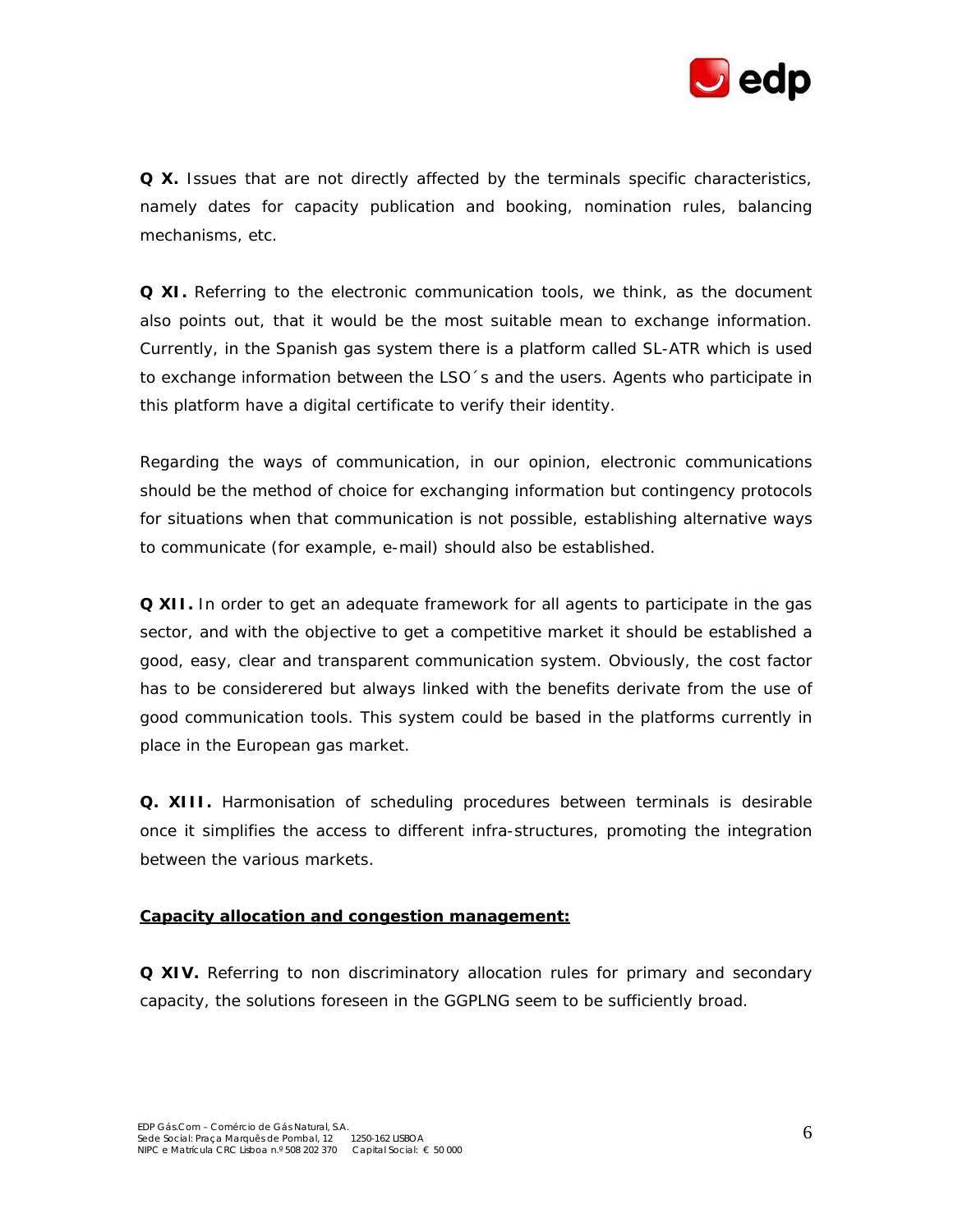**Q X.** Issues that are not directly affected by the terminals specific characteristics, namely dates for capacity publication and booking, nomination rules, balancing mechanisms, etc.

**Q XI.** Referring to the electronic communication tools, we think, as the document also points out, that it would be the most suitable mean to exchange information. Currently, in the Spanish gas system there is a platform called SL-ATR which is used to exchange information between the LSO´s and the users. Agents who participate in this platform have a digital certificate to verify their identity.

Regarding the ways of communication, in our opinion, electronic communications should be the method of choice for exchanging information but contingency protocols for situations when that communication is not possible, establishing alternative ways to communicate (for example, e-mail) should also be established.

**Q XII.** In order to get an adequate framework for all agents to participate in the gas sector, and with the objective to get a competitive market it should be established a good, easy, clear and transparent communication system. Obviously, the cost factor has to be considerered but always linked with the benefits derivate from the use of good communication tools. This system could be based in the platforms currently in place in the European gas market.

**Q. XIII.** Harmonisation of scheduling procedures between terminals is desirable once it simplifies the access to different infra-structures, promoting the integration between the various markets.

**Capacity allocation and congestion management:**

**Q XIV.** Referring to non discriminatory allocation rules for primary and secondary capacity, the solutions foreseen in the GGPLNG seem to be sufficiently broad.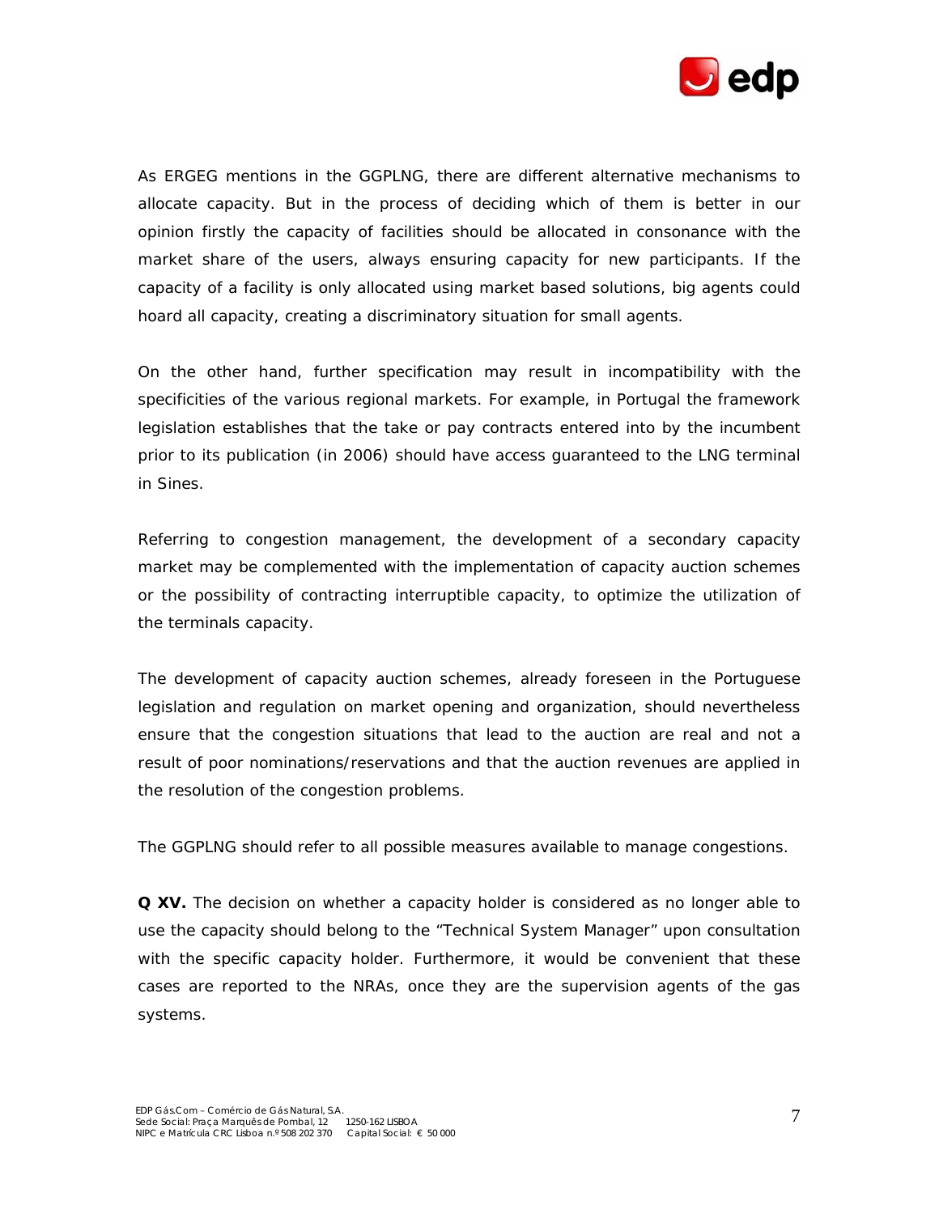As ERGEG mentions in the GGPLNG, there are different alternative mechanisms to allocate capacity. But in the process of deciding which of them is better in our opinion firstly the capacity of facilities should be allocated in consonance with the market share of the users, always ensuring capacity for new participants. If the capacity of a facility is only allocated using market based solutions, big agents could hoard all capacity, creating a discriminatory situation for small agents.

On the other hand, further specification may result in incompatibility with the specificities of the various regional markets. For example, in Portugal the framework legislation establishes that the take or pay contracts entered into by the incumbent prior to its publication (in 2006) should have access guaranteed to the LNG terminal in Sines.

Referring to congestion management, the development of a secondary capacity market may be complemented with the implementation of capacity auction schemes or the possibility of contracting interruptible capacity, to optimize the utilization of the terminals capacity.

The development of capacity auction schemes, already foreseen in the Portuguese legislation and regulation on market opening and organization, should nevertheless ensure that the congestion situations that lead to the auction are real and not a result of poor nominations/reservations and that the auction revenues are applied in the resolution of the congestion problems.

The GGPLNG should refer to all possible measures available to manage congestions.

**Q XV.** The decision on whether a capacity holder is considered as no longer able to use the capacity should belong to the “Technical System Manager” upon consultation with the specific capacity holder. Furthermore, it would be convenient that these cases are reported to the NRAs, once they are the supervision agents of the gas systems.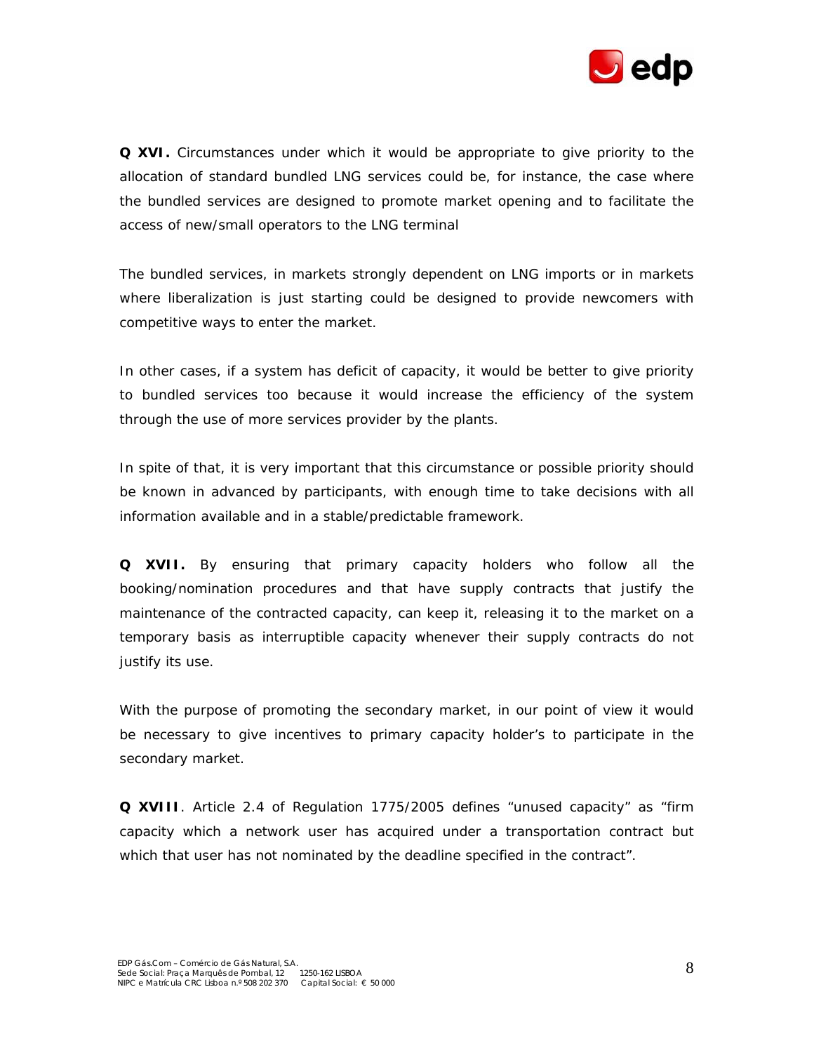**Q XVI.** Circumstances under which it would be appropriate to give priority to the allocation of standard bundled LNG services could be, for instance, the case where the bundled services are designed to promote market opening and to facilitate the access of new/small operators to the LNG terminal

The bundled services, in markets strongly dependent on LNG imports or in markets where liberalization is just starting could be designed to provide newcomers with competitive ways to enter the market.

In other cases, if a system has deficit of capacity, it would be better to give priority to bundled services too because it would increase the efficiency of the system through the use of more services provider by the plants.

In spite of that, it is very important that this circumstance or possible priority should be known in advanced by participants, with enough time to take decisions with all information available and in a stable/predictable framework.

**Q XVII.** By ensuring that primary capacity holders who follow all the booking/nomination procedures and that have supply contracts that justify the maintenance of the contracted capacity, can keep it, releasing it to the market on a temporary basis as interruptible capacity whenever their supply contracts do not justify its use.

With the purpose of promoting the secondary market, in our point of view it would be necessary to give incentives to primary capacity holder's to participate in the secondary market.

**Q XVIII**. Article 2.4 of Regulation 1775/2005 defines "unused capacity" as "firm capacity which a network user has acquired under a transportation contract but which that user has not nominated by the deadline specified in the contract".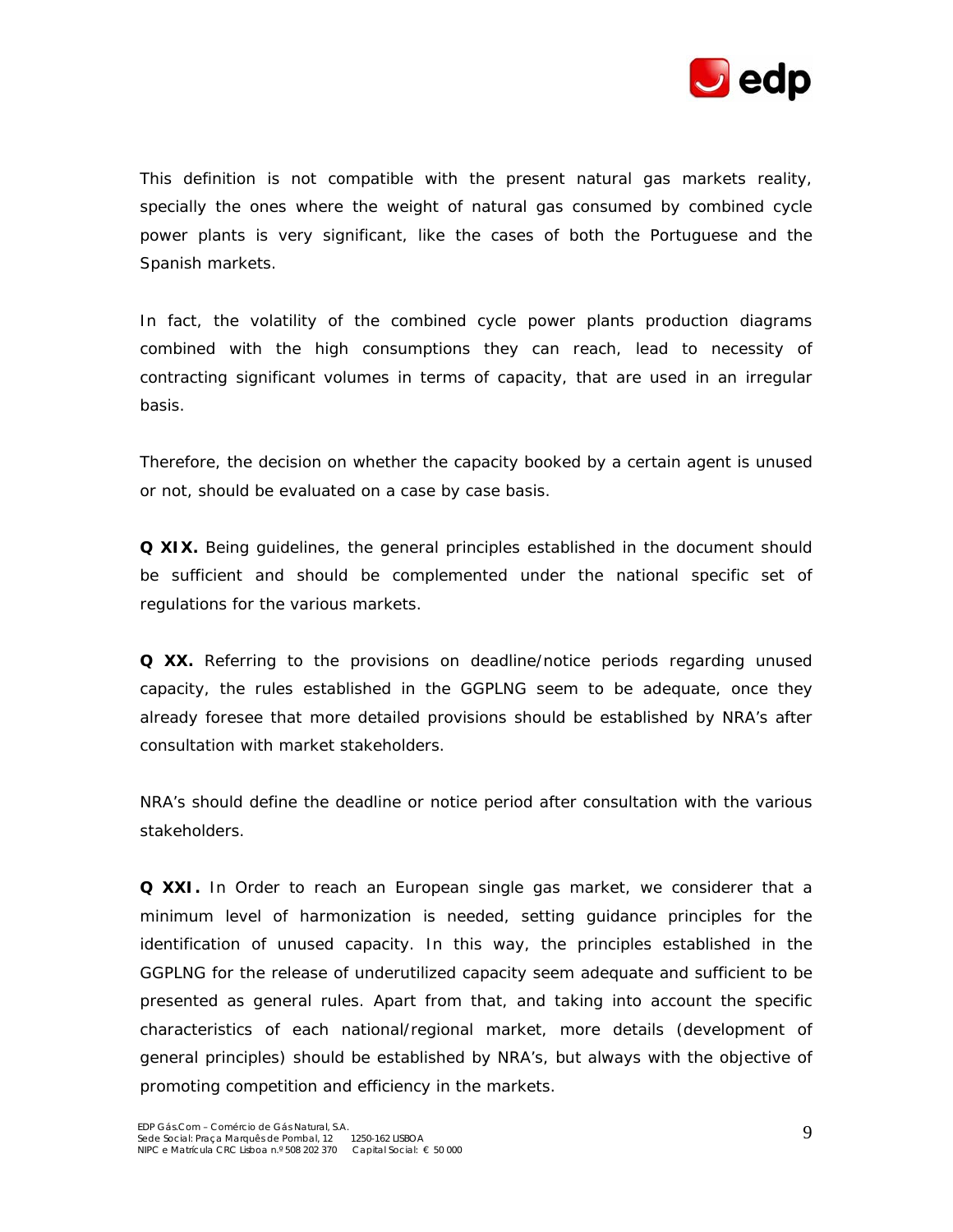This definition is not compatible with the present natural gas markets reality, specially the ones where the weight of natural gas consumed by combined cycle power plants is very significant, like the cases of both the Portuguese and the Spanish markets.

In fact, the volatility of the combined cycle power plants production diagrams combined with the high consumptions they can reach, lead to necessity of contracting significant volumes in terms of capacity, that are used in an irregular basis.

Therefore, the decision on whether the capacity booked by a certain agent is unused or not, should be evaluated on a case by case basis.

**Q XIX.** Being guidelines, the general principles established in the document should be sufficient and should be complemented under the national specific set of regulations for the various markets.

**Q XX.** Referring to the provisions on deadline/notice periods regarding unused capacity, the rules established in the GGPLNG seem to be adequate, once they already foresee that more detailed provisions should be established by NRA's after consultation with market stakeholders.

NRA's should define the deadline or notice period after consultation with the various stakeholders.

**Q XXI.** In Order to reach an European single gas market, we considerer that a minimum level of harmonization is needed, setting guidance principles for the identification of unused capacity. In this way, the principles established in the GGPLNG for the release of underutilized capacity seem adequate and sufficient to be presented as general rules. Apart from that, and taking into account the specific characteristics of each national/regional market, more details (development of general principles) should be established by NRA's, but always with the objective of promoting competition and efficiency in the markets.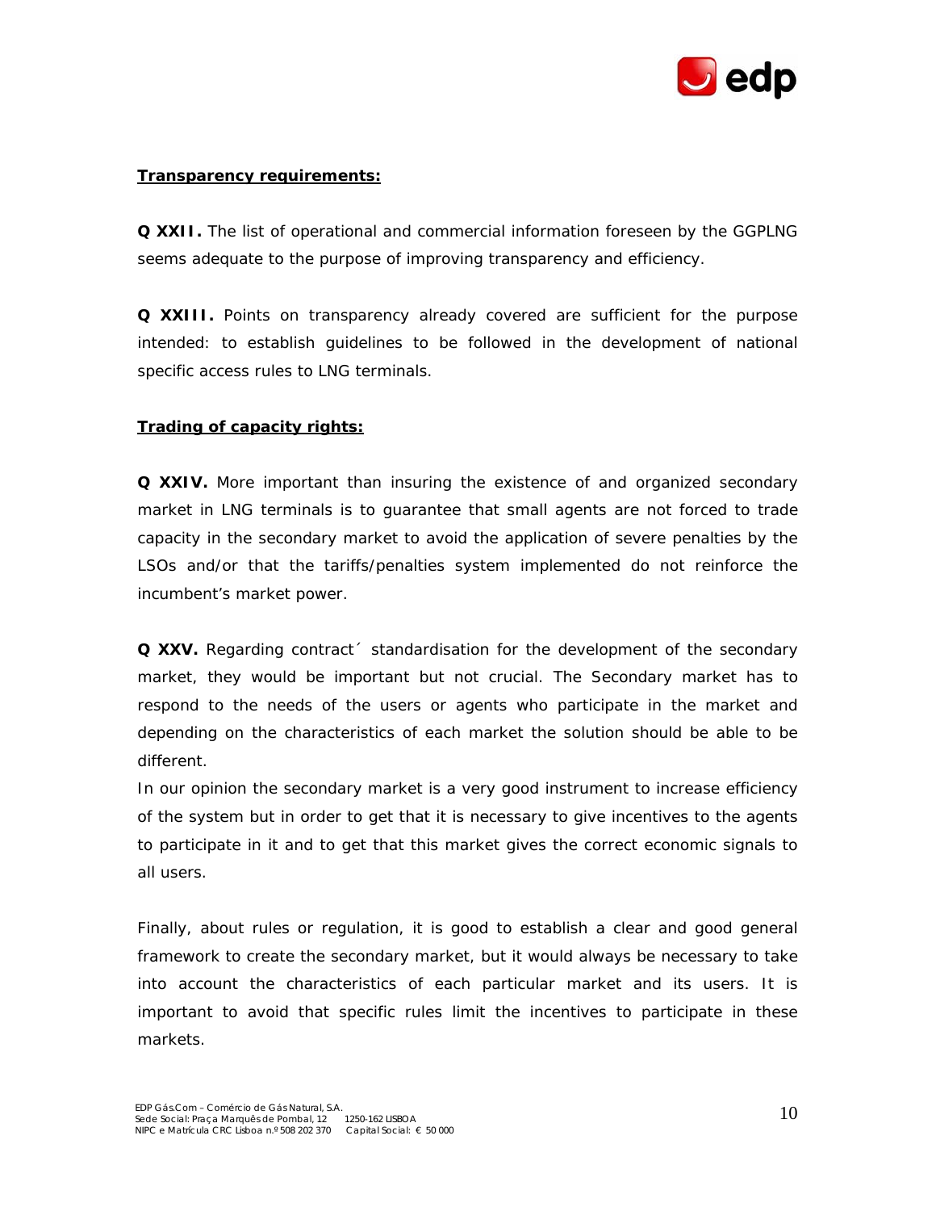**Transparency requirements:**

**Q XXII.** The list of operational and commercial information foreseen by the GGPLNG seems adequate to the purpose of improving transparency and efficiency.

**Q XXIII.** Points on transparency already covered are sufficient for the purpose intended: to establish guidelines to be followed in the development of national specific access rules to LNG terminals.

**Trading of capacity rights:**

**Q XXIV.** More important than insuring the existence of and organized secondary market in LNG terminals is to guarantee that small agents are not forced to trade capacity in the secondary market to avoid the application of severe penalties by the LSOs and/or that the tariffs/penalties system implemented do not reinforce the incumbent's market power.

**Q XXV.** Regarding contract´ standardisation for the development of the secondary market, they would be important but not crucial. The Secondary market has to respond to the needs of the users or agents who participate in the market and depending on the characteristics of each market the solution should be able to be different.

In our opinion the secondary market is a very good instrument to increase efficiency of the system but in order to get that it is necessary to give incentives to the agents to participate in it and to get that this market gives the correct economic signals to all users.

Finally, about rules or regulation, it is good to establish a clear and good general framework to create the secondary market, but it would always be necessary to take into account the characteristics of each particular market and its users. It is important to avoid that specific rules limit the incentives to participate in these markets.